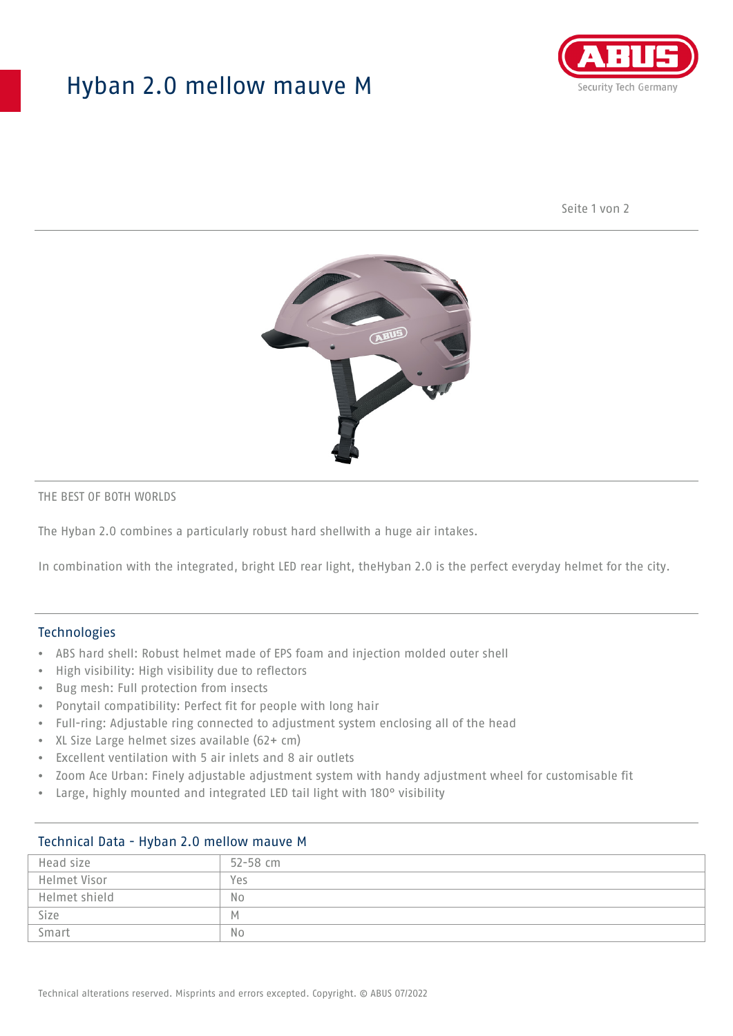# Hyban 2.0 mellow mauve M

THE BEST OF BOTH WORLDS

The Hyban 2.0 combines a particularly robust hard shellwith a huge air intakes.

In combination with the integrated, bright LED rear light, theHyban 2.0 is the perfect everyday helmet for the city.

## Technologies

- ABS hard shell: Robust helmet made of EPS foam and injection molded outer shell
- High visibility: High visibility due to reflectors
- Bug mesh: Full protection from insects
- Ponytail compatibility: Perfect fit for people with long hair
- Full-ring: Adjustable ring connected to adjustment system enclosing all of the head
- XL Size Large helmet sizes available (62+ cm)
- Excellent ventilation with 5 air inlets and 8 air outlets
- Zoom Ace Urban: Finely adjustable adjustment system with handy adjustment wheel for customisable fit
- Large, highly mounted and integrated LED tail light with 180° visibility

## Technical Data - Hyban 2.0 mellow mauve M

| | |
|---|---|
| Head size | 52-58 cm |
| Helmet Visor | Yes |
| Helmet shield | No |
| Size | M |
| Smart | No |

Technical alterations reserved. Misprints and errors excepted. Copyright. © ABUS 07/2022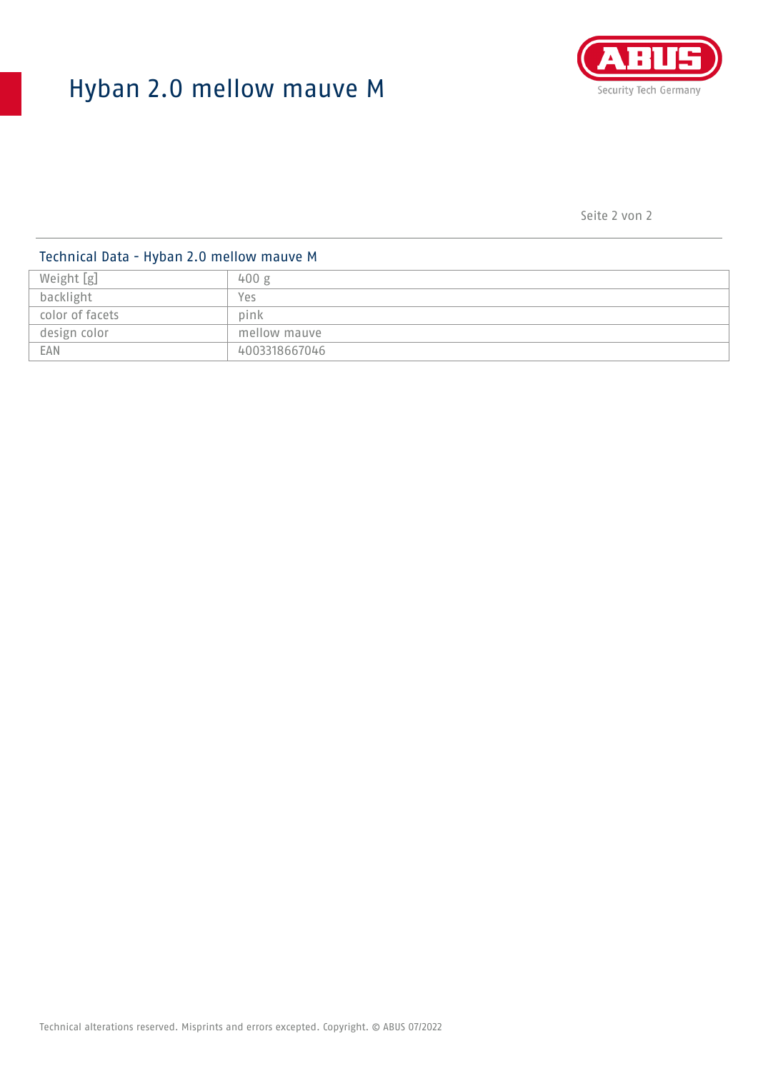# Hyban 2.0 mellow mauve M

## Technical Data - Hyban 2.0 mellow mauve M

| | |
|---|---|
| Weight [g] | 400 g |
| backlight | Yes |
| color of facets | pink |
| design color | mellow mauve |
| EAN | 4003318667046 |

Technical alterations reserved. Misprints and errors excepted. Copyright. © ABUS 07/2022